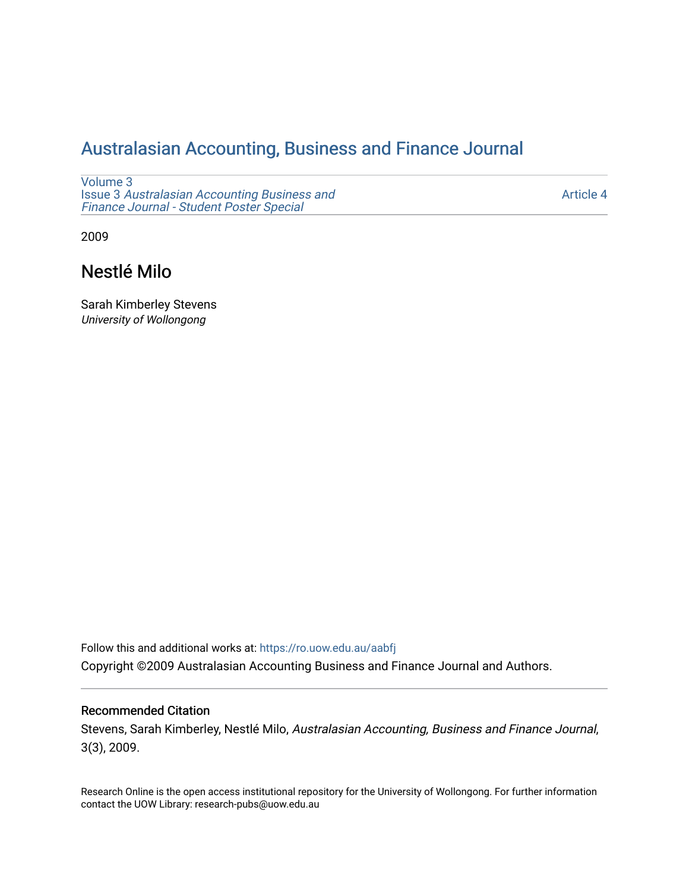# Australasian Accounting, Business and Finance Journal

Volume 3
Issue 3 *Australasian Accounting Business and Finance Journal - Student Poster Special*

Article 4

2009

## Nestlé Milo

Sarah Kimberley Stevens
*University of Wollongong*

Follow this and additional works at: https://ro.uow.edu.au/aabfj

Copyright ©2009 Australasian Accounting Business and Finance Journal and Authors.

---

### Recommended Citation

Stevens, Sarah Kimberley, Nestlé Milo, *Australasian Accounting, Business and Finance Journal*, 3(3), 2009.

Research Online is the open access institutional repository for the University of Wollongong. For further information contact the UOW Library: research-pubs@uow.edu.au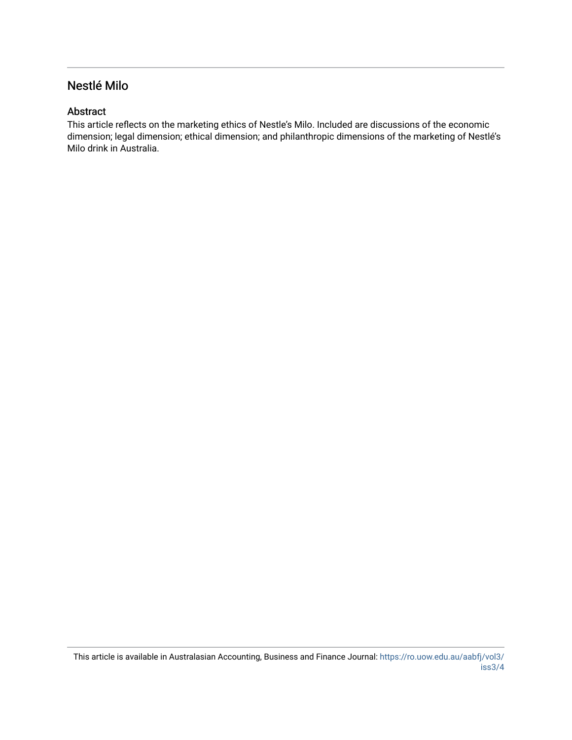# Nestlé Milo

## Abstract

This article reflects on the marketing ethics of Nestle's Milo. Included are discussions of the economic dimension; legal dimension; ethical dimension; and philanthropic dimensions of the marketing of Nestlé's Milo drink in Australia.

This article is available in Australasian Accounting, Business and Finance Journal: https://ro.uow.edu.au/aabfj/vol3/iss3/4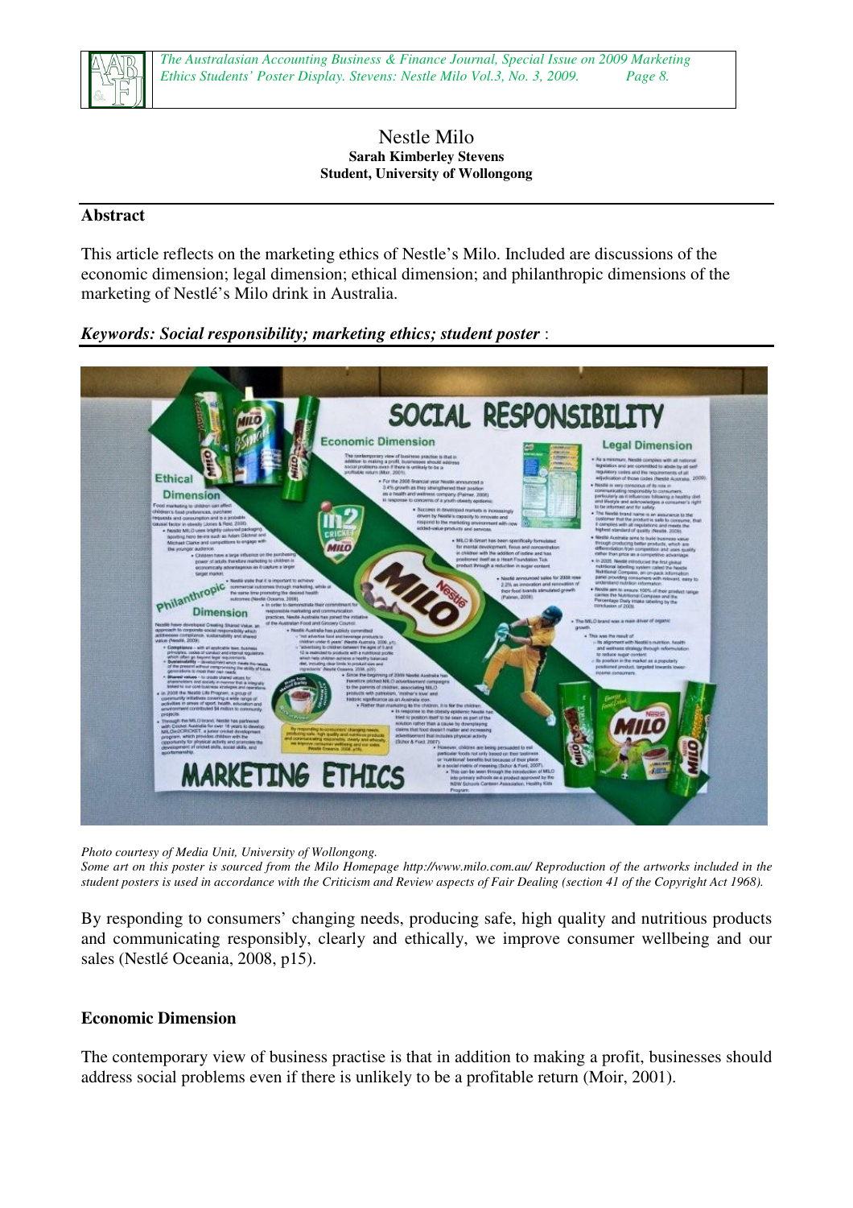# Nestle Milo

**Sarah Kimberley Stevens**
**Student, University of Wollongong**

## Abstract

This article reflects on the marketing ethics of Nestle's Milo. Included are discussions of the economic dimension; legal dimension; ethical dimension; and philanthropic dimensions of the marketing of Nestlé's Milo drink in Australia.

***Keywords: Social responsibility; marketing ethics; student poster*** :

*Photo courtesy of Media Unit, University of Wollongong.*
*Some art on this poster is sourced from the Milo Homepage http://www.milo.com.au/ Reproduction of the artworks included in the student posters is used in accordance with the Criticism and Review aspects of Fair Dealing (section 41 of the Copyright Act 1968).*

By responding to consumers' changing needs, producing safe, high quality and nutritious products and communicating responsibly, clearly and ethically, we improve consumer wellbeing and our sales (Nestlé Oceania, 2008, p15).

## Economic Dimension

The contemporary view of business practise is that in addition to making a profit, businesses should address social problems even if there is unlikely to be a profitable return (Moir, 2001).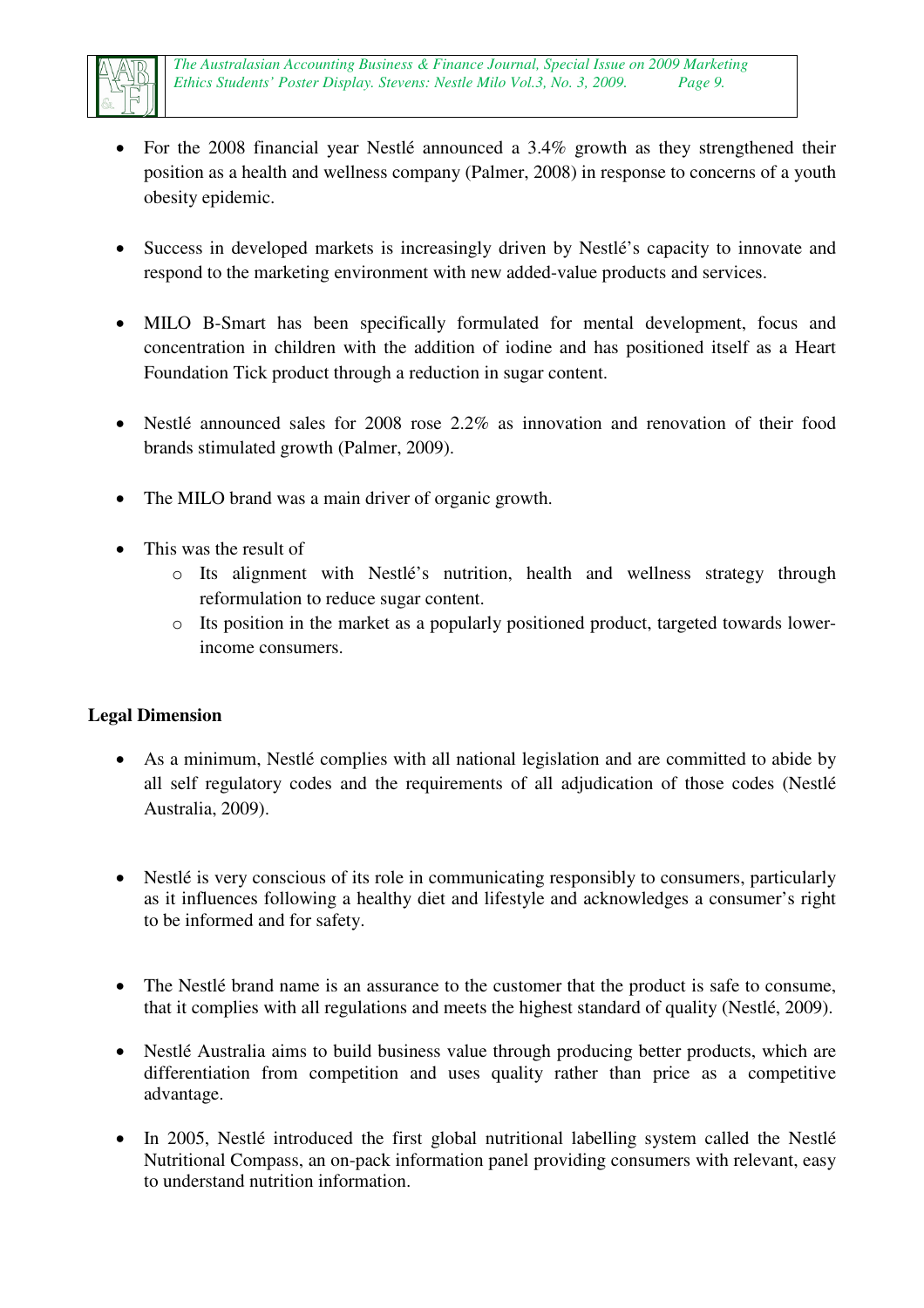- For the 2008 financial year Nestlé announced a 3.4% growth as they strengthened their position as a health and wellness company (Palmer, 2008) in response to concerns of a youth obesity epidemic.

- Success in developed markets is increasingly driven by Nestlé's capacity to innovate and respond to the marketing environment with new added-value products and services.

- MILO B-Smart has been specifically formulated for mental development, focus and concentration in children with the addition of iodine and has positioned itself as a Heart Foundation Tick product through a reduction in sugar content.

- Nestlé announced sales for 2008 rose 2.2% as innovation and renovation of their food brands stimulated growth (Palmer, 2009).

- The MILO brand was a main driver of organic growth.

- This was the result of
    - Its alignment with Nestlé's nutrition, health and wellness strategy through reformulation to reduce sugar content.
    - Its position in the market as a popularly positioned product, targeted towards lower-income consumers.

**Legal Dimension**

- As a minimum, Nestlé complies with all national legislation and are committed to abide by all self regulatory codes and the requirements of all adjudication of those codes (Nestlé Australia, 2009).

- Nestlé is very conscious of its role in communicating responsibly to consumers, particularly as it influences following a healthy diet and lifestyle and acknowledges a consumer's right to be informed and for safety.

- The Nestlé brand name is an assurance to the customer that the product is safe to consume, that it complies with all regulations and meets the highest standard of quality (Nestlé, 2009).

- Nestlé Australia aims to build business value through producing better products, which are differentiation from competition and uses quality rather than price as a competitive advantage.

- In 2005, Nestlé introduced the first global nutritional labelling system called the Nestlé Nutritional Compass, an on-pack information panel providing consumers with relevant, easy to understand nutrition information.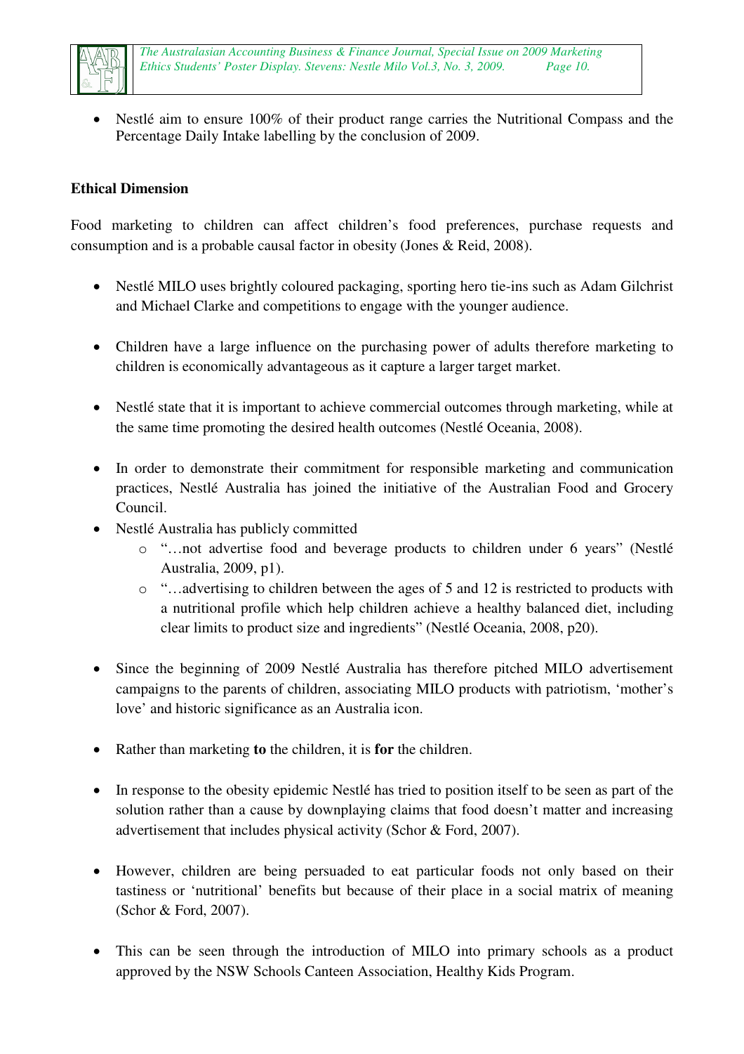- Nestlé aim to ensure 100% of their product range carries the Nutritional Compass and the Percentage Daily Intake labelling by the conclusion of 2009.

**Ethical Dimension**

Food marketing to children can affect children's food preferences, purchase requests and consumption and is a probable causal factor in obesity (Jones & Reid, 2008).

- Nestlé MILO uses brightly coloured packaging, sporting hero tie-ins such as Adam Gilchrist and Michael Clarke and competitions to engage with the younger audience.

- Children have a large influence on the purchasing power of adults therefore marketing to children is economically advantageous as it capture a larger target market.

- Nestlé state that it is important to achieve commercial outcomes through marketing, while at the same time promoting the desired health outcomes (Nestlé Oceania, 2008).

- In order to demonstrate their commitment for responsible marketing and communication practices, Nestlé Australia has joined the initiative of the Australian Food and Grocery Council.
- Nestlé Australia has publicly committed
  - "…not advertise food and beverage products to children under 6 years" (Nestlé Australia, 2009, p1).
  - "…advertising to children between the ages of 5 and 12 is restricted to products with a nutritional profile which help children achieve a healthy balanced diet, including clear limits to product size and ingredients" (Nestlé Oceania, 2008, p20).

- Since the beginning of 2009 Nestlé Australia has therefore pitched MILO advertisement campaigns to the parents of children, associating MILO products with patriotism, 'mother's love' and historic significance as an Australia icon.

- Rather than marketing **to** the children, it is **for** the children.

- In response to the obesity epidemic Nestlé has tried to position itself to be seen as part of the solution rather than a cause by downplaying claims that food doesn't matter and increasing advertisement that includes physical activity (Schor & Ford, 2007).

- However, children are being persuaded to eat particular foods not only based on their tastiness or 'nutritional' benefits but because of their place in a social matrix of meaning (Schor & Ford, 2007).

- This can be seen through the introduction of MILO into primary schools as a product approved by the NSW Schools Canteen Association, Healthy Kids Program.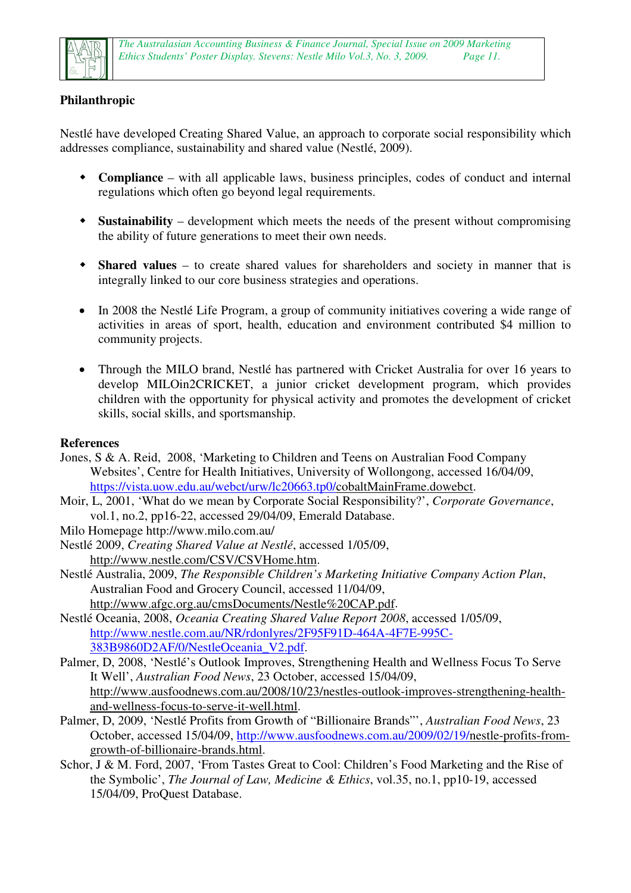**Philanthropic**

Nestlé have developed Creating Shared Value, an approach to corporate social responsibility which addresses compliance, sustainability and shared value (Nestlé, 2009).

- **Compliance** – with all applicable laws, business principles, codes of conduct and internal regulations which often go beyond legal requirements.
- **Sustainability** – development which meets the needs of the present without compromising the ability of future generations to meet their own needs.
- **Shared values** – to create shared values for shareholders and society in manner that is integrally linked to our core business strategies and operations.

- In 2008 the Nestlé Life Program, a group of community initiatives covering a wide range of activities in areas of sport, health, education and environment contributed $4 million to community projects.
- Through the MILO brand, Nestlé has partnered with Cricket Australia for over 16 years to develop MILOin2CRICKET, a junior cricket development program, which provides children with the opportunity for physical activity and promotes the development of cricket skills, social skills, and sportsmanship.

**References**

Jones, S & A. Reid, 2008, 'Marketing to Children and Teens on Australian Food Company Websites', Centre for Health Initiatives, University of Wollongong, accessed 16/04/09, https://vista.uow.edu.au/webct/urw/lc20663.tp0/cobaltMainFrame.dowebct.

Moir, L, 2001, 'What do we mean by Corporate Social Responsibility?', *Corporate Governance*, vol.1, no.2, pp16-22, accessed 29/04/09, Emerald Database.

Milo Homepage http://www.milo.com.au/

Nestlé 2009, *Creating Shared Value at Nestlé*, accessed 1/05/09, http://www.nestle.com/CSV/CSVHome.htm.

Nestlé Australia, 2009, *The Responsible Children's Marketing Initiative Company Action Plan*, Australian Food and Grocery Council, accessed 11/04/09, http://www.afgc.org.au/cmsDocuments/Nestle%20CAP.pdf.

Nestlé Oceania, 2008, *Oceania Creating Shared Value Report 2008*, accessed 1/05/09, http://www.nestle.com.au/NR/rdonlyres/2F95F91D-464A-4F7E-995C-383B9860D2AF/0/NestleOceania_V2.pdf.

Palmer, D, 2008, 'Nestlé's Outlook Improves, Strengthening Health and Wellness Focus To Serve It Well', *Australian Food News*, 23 October, accessed 15/04/09, http://www.ausfoodnews.com.au/2008/10/23/nestles-outlook-improves-strengthening-health-and-wellness-focus-to-serve-it-well.html.

Palmer, D, 2009, 'Nestlé Profits from Growth of "Billionaire Brands"', *Australian Food News*, 23 October, accessed 15/04/09, http://www.ausfoodnews.com.au/2009/02/19/nestle-profits-from-growth-of-billionaire-brands.html.

Schor, J & M. Ford, 2007, 'From Tastes Great to Cool: Children's Food Marketing and the Rise of the Symbolic', *The Journal of Law, Medicine & Ethics*, vol.35, no.1, pp10-19, accessed 15/04/09, ProQuest Database.